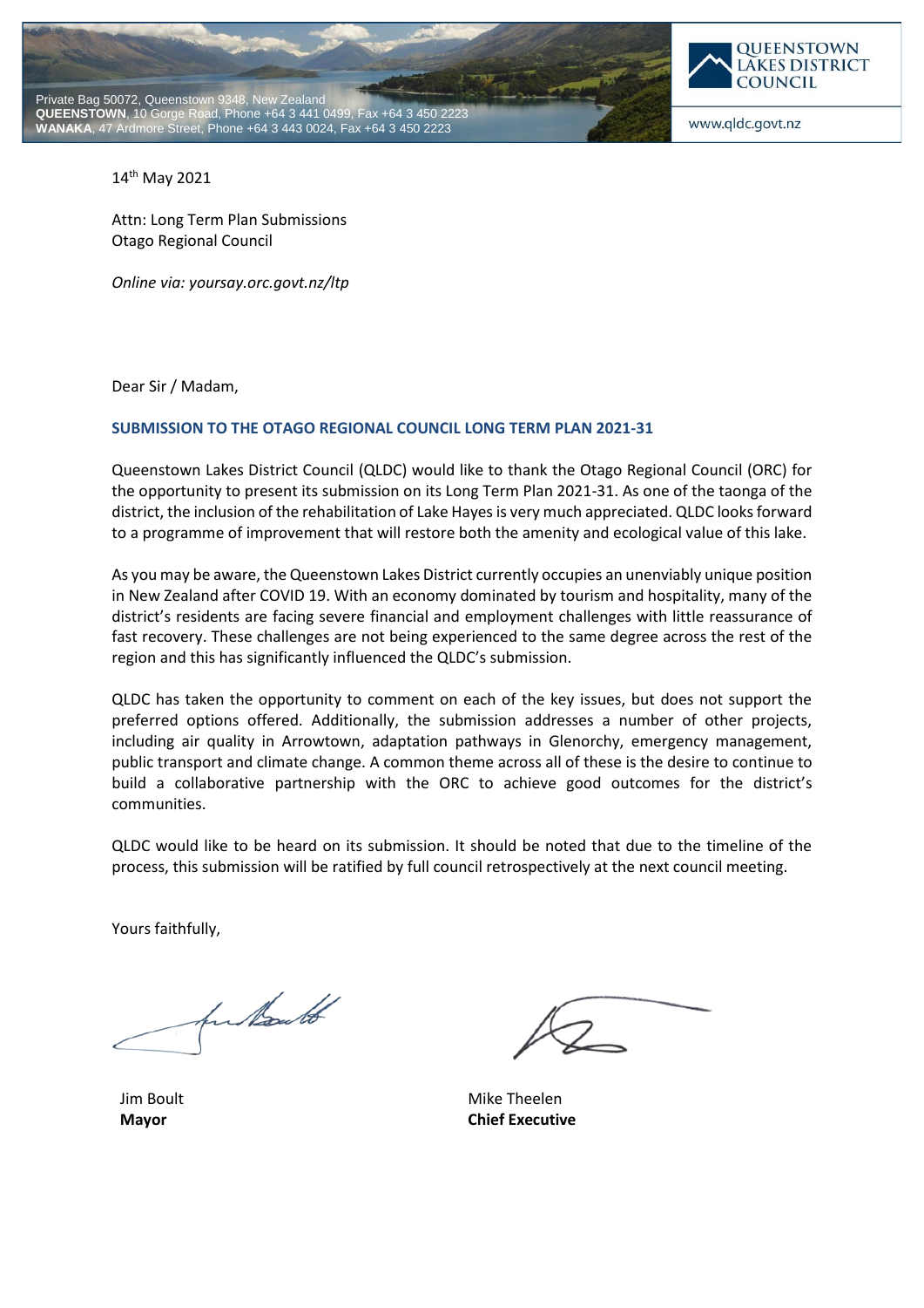Private Bag 50072, Queenstown 9348, New Zealand
**QUEENSTOWN**, 10 Gorge Road, Phone +64 3 441 0499, Fax +64 3 450 2223
**WANAKA**, 47 Ardmore Street, Phone +64 3 443 0024, Fax +64 3 450 2223

QUEENSTOWN LAKES DISTRICT COUNCIL

www.qldc.govt.nz

14th May 2021

Attn: Long Term Plan Submissions
Otago Regional Council

*Online via: yoursay.orc.govt.nz/ltp*

Dear Sir / Madam,

## SUBMISSION TO THE OTAGO REGIONAL COUNCIL LONG TERM PLAN 2021-31

Queenstown Lakes District Council (QLDC) would like to thank the Otago Regional Council (ORC) for the opportunity to present its submission on its Long Term Plan 2021-31. As one of the taonga of the district, the inclusion of the rehabilitation of Lake Hayes is very much appreciated. QLDC looks forward to a programme of improvement that will restore both the amenity and ecological value of this lake.

As you may be aware, the Queenstown Lakes District currently occupies an unenviably unique position in New Zealand after COVID 19. With an economy dominated by tourism and hospitality, many of the district's residents are facing severe financial and employment challenges with little reassurance of fast recovery. These challenges are not being experienced to the same degree across the rest of the region and this has significantly influenced the QLDC's submission.

QLDC has taken the opportunity to comment on each of the key issues, but does not support the preferred options offered. Additionally, the submission addresses a number of other projects, including air quality in Arrowtown, adaptation pathways in Glenorchy, emergency management, public transport and climate change. A common theme across all of these is the desire to continue to build a collaborative partnership with the ORC to achieve good outcomes for the district's communities.

QLDC would like to be heard on its submission. It should be noted that due to the timeline of the process, this submission will be ratified by full council retrospectively at the next council meeting.

Yours faithfully,

Jim Boult
**Mayor**

Mike Theelen
**Chief Executive**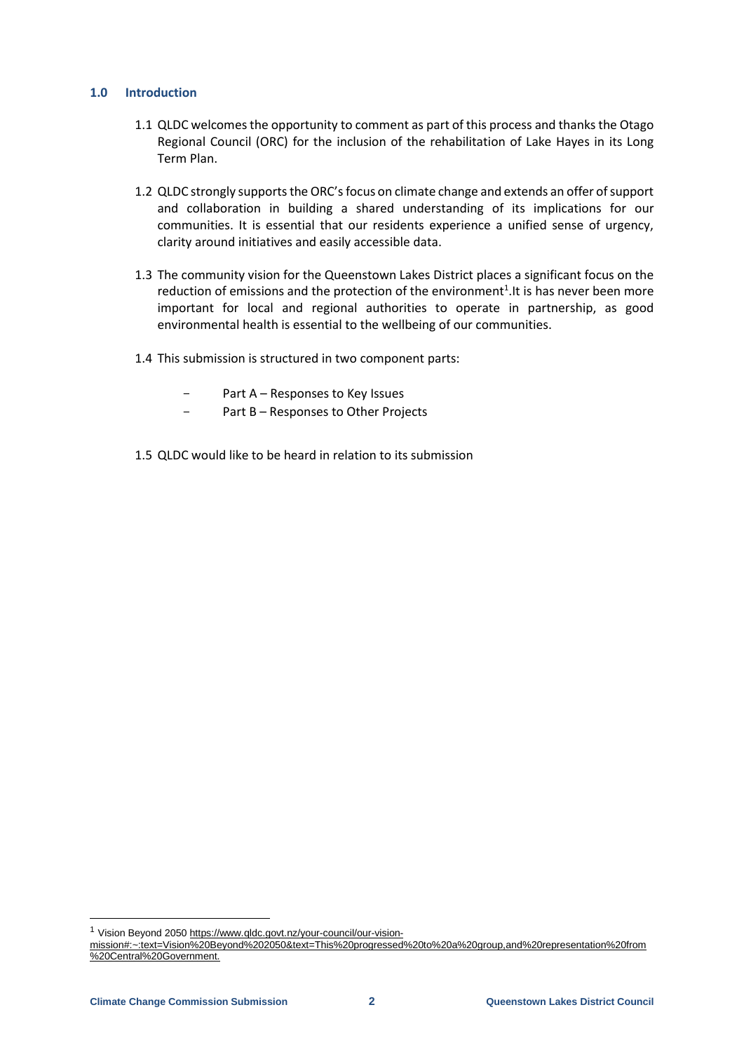## 1.0 Introduction

1.1 QLDC welcomes the opportunity to comment as part of this process and thanks the Otago Regional Council (ORC) for the inclusion of the rehabilitation of Lake Hayes in its Long Term Plan.

1.2 QLDC strongly supports the ORC's focus on climate change and extends an offer of support and collaboration in building a shared understanding of its implications for our communities. It is essential that our residents experience a unified sense of urgency, clarity around initiatives and easily accessible data.

1.3 The community vision for the Queenstown Lakes District places a significant focus on the reduction of emissions and the protection of the environment[1].It is has never been more important for local and regional authorities to operate in partnership, as good environmental health is essential to the wellbeing of our communities.

1.4 This submission is structured in two component parts:

- Part A – Responses to Key Issues
- Part B – Responses to Other Projects

1.5 QLDC would like to be heard in relation to its submission

---

[1] Vision Beyond 2050 https://www.qldc.govt.nz/your-council/our-vision-mission#:~:text=Vision%20Beyond%202050&text=This%20progressed%20to%20a%20group,and%20representation%20from%20Central%20Government.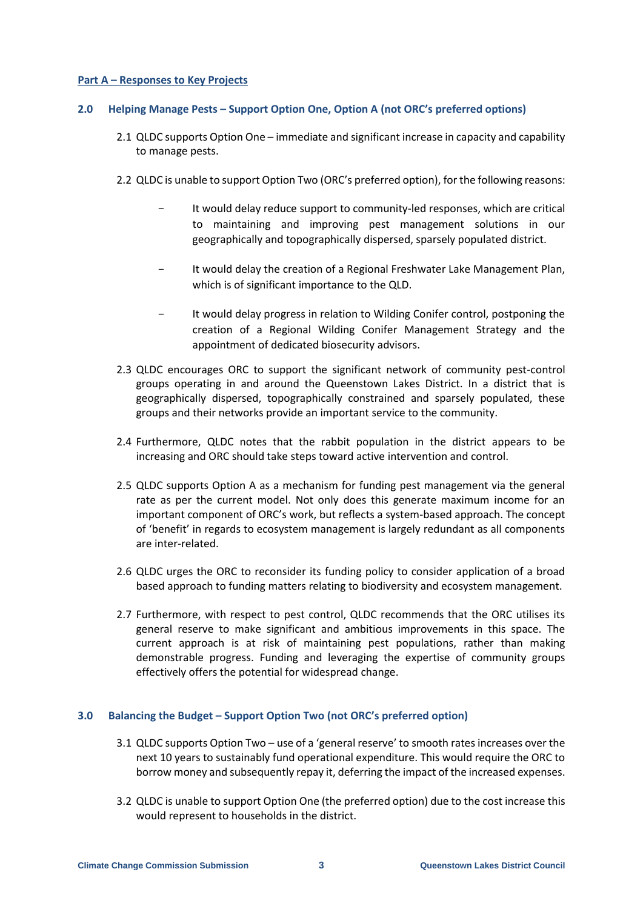**Part A – Responses to Key Projects**

## 2.0 Helping Manage Pests – Support Option One, Option A (not ORC's preferred options)

2.1 QLDC supports Option One – immediate and significant increase in capacity and capability to manage pests.

2.2 QLDC is unable to support Option Two (ORC's preferred option), for the following reasons:

- It would delay reduce support to community-led responses, which are critical to maintaining and improving pest management solutions in our geographically and topographically dispersed, sparsely populated district.
- It would delay the creation of a Regional Freshwater Lake Management Plan, which is of significant importance to the QLD.
- It would delay progress in relation to Wilding Conifer control, postponing the creation of a Regional Wilding Conifer Management Strategy and the appointment of dedicated biosecurity advisors.

2.3 QLDC encourages ORC to support the significant network of community pest-control groups operating in and around the Queenstown Lakes District. In a district that is geographically dispersed, topographically constrained and sparsely populated, these groups and their networks provide an important service to the community.

2.4 Furthermore, QLDC notes that the rabbit population in the district appears to be increasing and ORC should take steps toward active intervention and control.

2.5 QLDC supports Option A as a mechanism for funding pest management via the general rate as per the current model. Not only does this generate maximum income for an important component of ORC's work, but reflects a system-based approach. The concept of 'benefit' in regards to ecosystem management is largely redundant as all components are inter-related.

2.6 QLDC urges the ORC to reconsider its funding policy to consider application of a broad based approach to funding matters relating to biodiversity and ecosystem management.

2.7 Furthermore, with respect to pest control, QLDC recommends that the ORC utilises its general reserve to make significant and ambitious improvements in this space. The current approach is at risk of maintaining pest populations, rather than making demonstrable progress. Funding and leveraging the expertise of community groups effectively offers the potential for widespread change.

## 3.0 Balancing the Budget – Support Option Two (not ORC's preferred option)

3.1 QLDC supports Option Two – use of a 'general reserve' to smooth rates increases over the next 10 years to sustainably fund operational expenditure. This would require the ORC to borrow money and subsequently repay it, deferring the impact of the increased expenses.

3.2 QLDC is unable to support Option One (the preferred option) due to the cost increase this would represent to households in the district.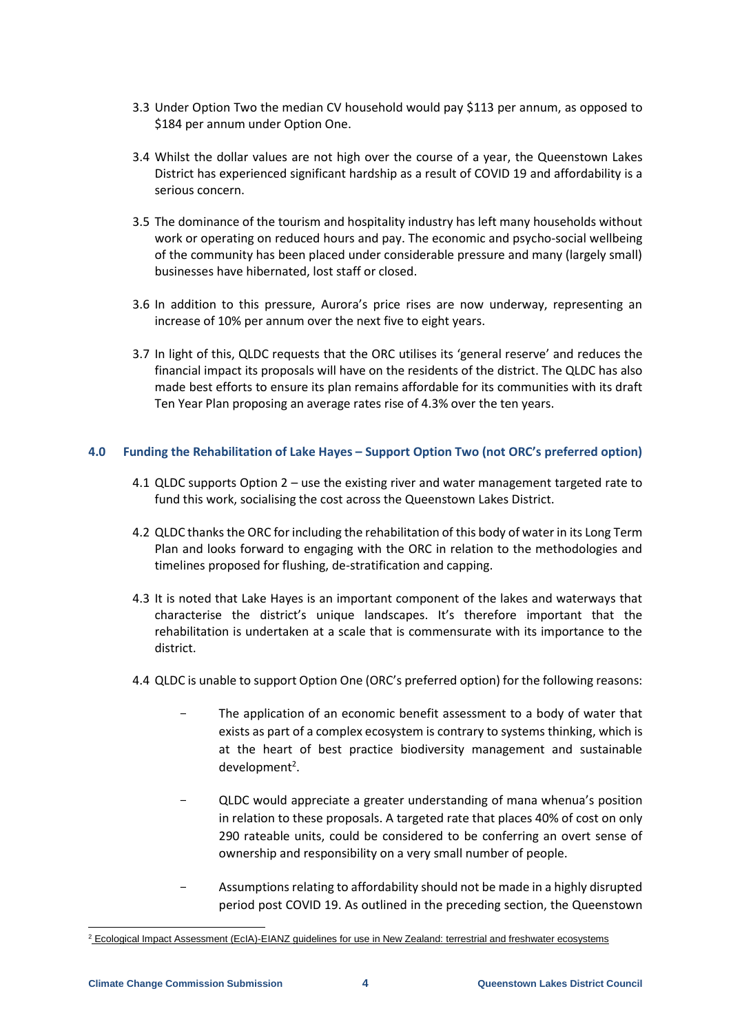3.3 Under Option Two the median CV household would pay $113 per annum, as opposed to $184 per annum under Option One.

3.4 Whilst the dollar values are not high over the course of a year, the Queenstown Lakes District has experienced significant hardship as a result of COVID 19 and affordability is a serious concern.

3.5 The dominance of the tourism and hospitality industry has left many households without work or operating on reduced hours and pay. The economic and psycho-social wellbeing of the community has been placed under considerable pressure and many (largely small) businesses have hibernated, lost staff or closed.

3.6 In addition to this pressure, Aurora's price rises are now underway, representing an increase of 10% per annum over the next five to eight years.

3.7 In light of this, QLDC requests that the ORC utilises its 'general reserve' and reduces the financial impact its proposals will have on the residents of the district. The QLDC has also made best efforts to ensure its plan remains affordable for its communities with its draft Ten Year Plan proposing an average rates rise of 4.3% over the ten years.

## 4.0 Funding the Rehabilitation of Lake Hayes – Support Option Two (not ORC's preferred option)

4.1 QLDC supports Option 2 – use the existing river and water management targeted rate to fund this work, socialising the cost across the Queenstown Lakes District.

4.2 QLDC thanks the ORC for including the rehabilitation of this body of water in its Long Term Plan and looks forward to engaging with the ORC in relation to the methodologies and timelines proposed for flushing, de-stratification and capping.

4.3 It is noted that Lake Hayes is an important component of the lakes and waterways that characterise the district's unique landscapes. It's therefore important that the rehabilitation is undertaken at a scale that is commensurate with its importance to the district.

4.4 QLDC is unable to support Option One (ORC's preferred option) for the following reasons:

- The application of an economic benefit assessment to a body of water that exists as part of a complex ecosystem is contrary to systems thinking, which is at the heart of best practice biodiversity management and sustainable development[2].

- QLDC would appreciate a greater understanding of mana whenua's position in relation to these proposals. A targeted rate that places 40% of cost on only 290 rateable units, could be considered to be conferring an overt sense of ownership and responsibility on a very small number of people.

- Assumptions relating to affordability should not be made in a highly disrupted period post COVID 19. As outlined in the preceding section, the Queenstown

[2] Ecological Impact Assessment (EcIA)-EIANZ guidelines for use in New Zealand: terrestrial and freshwater ecosystems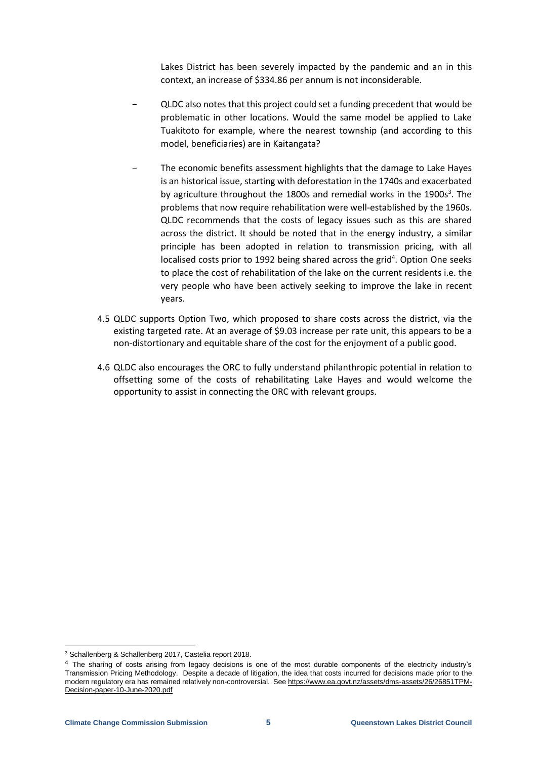Lakes District has been severely impacted by the pandemic and an in this context, an increase of $334.86 per annum is not inconsiderable.

- QLDC also notes that this project could set a funding precedent that would be problematic in other locations. Would the same model be applied to Lake Tuakitoto for example, where the nearest township (and according to this model, beneficiaries) are in Kaitangata?
- The economic benefits assessment highlights that the damage to Lake Hayes is an historical issue, starting with deforestation in the 1740s and exacerbated by agriculture throughout the 1800s and remedial works in the 1900s[3]. The problems that now require rehabilitation were well-established by the 1960s. QLDC recommends that the costs of legacy issues such as this are shared across the district. It should be noted that in the energy industry, a similar principle has been adopted in relation to transmission pricing, with all localised costs prior to 1992 being shared across the grid[4]. Option One seeks to place the cost of rehabilitation of the lake on the current residents i.e. the very people who have been actively seeking to improve the lake in recent years.

4.5 QLDC supports Option Two, which proposed to share costs across the district, via the existing targeted rate. At an average of $9.03 increase per rate unit, this appears to be a non-distortionary and equitable share of the cost for the enjoyment of a public good.

4.6 QLDC also encourages the ORC to fully understand philanthropic potential in relation to offsetting some of the costs of rehabilitating Lake Hayes and would welcome the opportunity to assist in connecting the ORC with relevant groups.

---

[3] Schallenberg & Schallenberg 2017, Castelia report 2018.

[4] The sharing of costs arising from legacy decisions is one of the most durable components of the electricity industry's Transmission Pricing Methodology. Despite a decade of litigation, the idea that costs incurred for decisions made prior to the modern regulatory era has remained relatively non-controversial. See https://www.ea.govt.nz/assets/dms-assets/26/26851TPM-Decision-paper-10-June-2020.pdf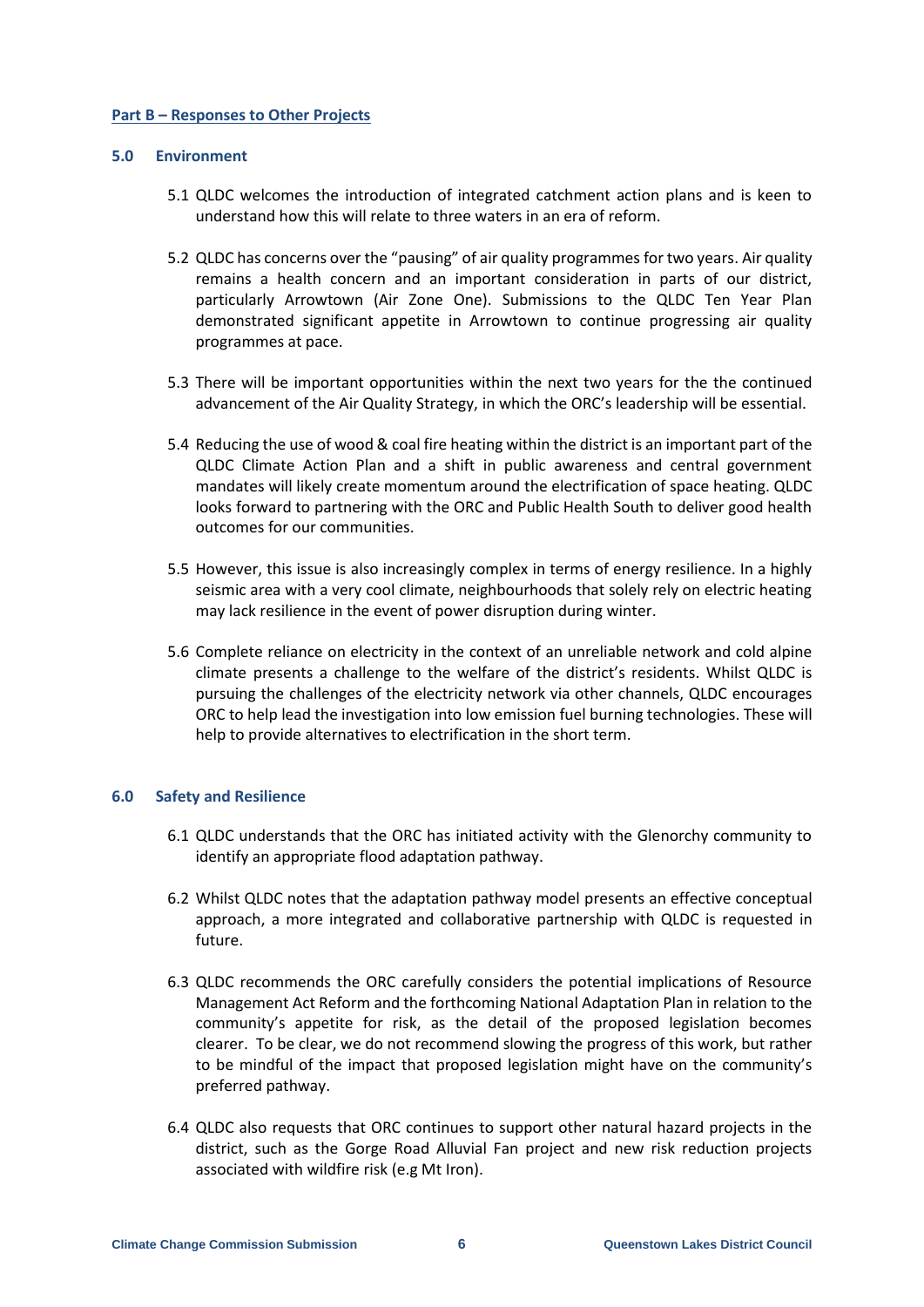**Part B – Responses to Other Projects**

## 5.0 Environment

5.1 QLDC welcomes the introduction of integrated catchment action plans and is keen to understand how this will relate to three waters in an era of reform.

5.2 QLDC has concerns over the "pausing" of air quality programmes for two years. Air quality remains a health concern and an important consideration in parts of our district, particularly Arrowtown (Air Zone One). Submissions to the QLDC Ten Year Plan demonstrated significant appetite in Arrowtown to continue progressing air quality programmes at pace.

5.3 There will be important opportunities within the next two years for the the continued advancement of the Air Quality Strategy, in which the ORC's leadership will be essential.

5.4 Reducing the use of wood & coal fire heating within the district is an important part of the QLDC Climate Action Plan and a shift in public awareness and central government mandates will likely create momentum around the electrification of space heating. QLDC looks forward to partnering with the ORC and Public Health South to deliver good health outcomes for our communities.

5.5 However, this issue is also increasingly complex in terms of energy resilience. In a highly seismic area with a very cool climate, neighbourhoods that solely rely on electric heating may lack resilience in the event of power disruption during winter.

5.6 Complete reliance on electricity in the context of an unreliable network and cold alpine climate presents a challenge to the welfare of the district's residents. Whilst QLDC is pursuing the challenges of the electricity network via other channels, QLDC encourages ORC to help lead the investigation into low emission fuel burning technologies. These will help to provide alternatives to electrification in the short term.

## 6.0 Safety and Resilience

6.1 QLDC understands that the ORC has initiated activity with the Glenorchy community to identify an appropriate flood adaptation pathway.

6.2 Whilst QLDC notes that the adaptation pathway model presents an effective conceptual approach, a more integrated and collaborative partnership with QLDC is requested in future.

6.3 QLDC recommends the ORC carefully considers the potential implications of Resource Management Act Reform and the forthcoming National Adaptation Plan in relation to the community's appetite for risk, as the detail of the proposed legislation becomes clearer. To be clear, we do not recommend slowing the progress of this work, but rather to be mindful of the impact that proposed legislation might have on the community's preferred pathway.

6.4 QLDC also requests that ORC continues to support other natural hazard projects in the district, such as the Gorge Road Alluvial Fan project and new risk reduction projects associated with wildfire risk (e.g Mt Iron).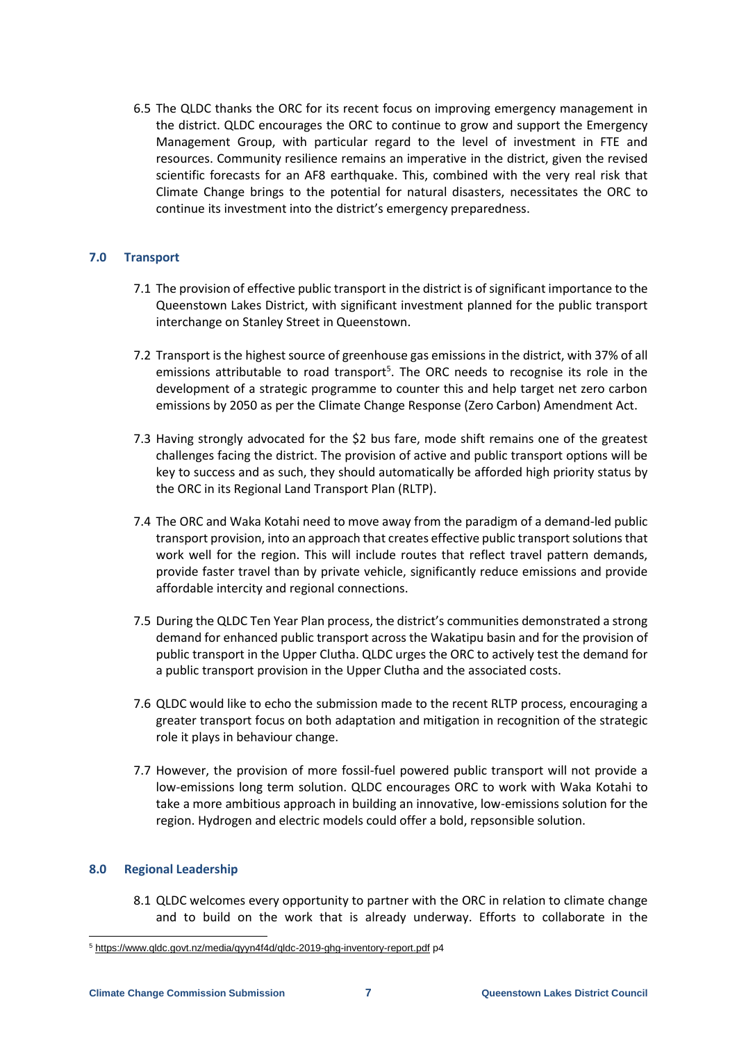6.5 The QLDC thanks the ORC for its recent focus on improving emergency management in the district. QLDC encourages the ORC to continue to grow and support the Emergency Management Group, with particular regard to the level of investment in FTE and resources. Community resilience remains an imperative in the district, given the revised scientific forecasts for an AF8 earthquake. This, combined with the very real risk that Climate Change brings to the potential for natural disasters, necessitates the ORC to continue its investment into the district's emergency preparedness.

## 7.0 Transport

7.1 The provision of effective public transport in the district is of significant importance to the Queenstown Lakes District, with significant investment planned for the public transport interchange on Stanley Street in Queenstown.

7.2 Transport is the highest source of greenhouse gas emissions in the district, with 37% of all emissions attributable to road transport[5]. The ORC needs to recognise its role in the development of a strategic programme to counter this and help target net zero carbon emissions by 2050 as per the Climate Change Response (Zero Carbon) Amendment Act.

7.3 Having strongly advocated for the $2 bus fare, mode shift remains one of the greatest challenges facing the district. The provision of active and public transport options will be key to success and as such, they should automatically be afforded high priority status by the ORC in its Regional Land Transport Plan (RLTP).

7.4 The ORC and Waka Kotahi need to move away from the paradigm of a demand-led public transport provision, into an approach that creates effective public transport solutions that work well for the region. This will include routes that reflect travel pattern demands, provide faster travel than by private vehicle, significantly reduce emissions and provide affordable intercity and regional connections.

7.5 During the QLDC Ten Year Plan process, the district's communities demonstrated a strong demand for enhanced public transport across the Wakatipu basin and for the provision of public transport in the Upper Clutha. QLDC urges the ORC to actively test the demand for a public transport provision in the Upper Clutha and the associated costs.

7.6 QLDC would like to echo the submission made to the recent RLTP process, encouraging a greater transport focus on both adaptation and mitigation in recognition of the strategic role it plays in behaviour change.

7.7 However, the provision of more fossil-fuel powered public transport will not provide a low-emissions long term solution. QLDC encourages ORC to work with Waka Kotahi to take a more ambitious approach in building an innovative, low-emissions solution for the region. Hydrogen and electric models could offer a bold, repsonsible solution.

## 8.0 Regional Leadership

8.1 QLDC welcomes every opportunity to partner with the ORC in relation to climate change and to build on the work that is already underway. Efforts to collaborate in the

---

[5] https://www.qldc.govt.nz/media/qyyn4f4d/qldc-2019-ghg-inventory-report.pdf p4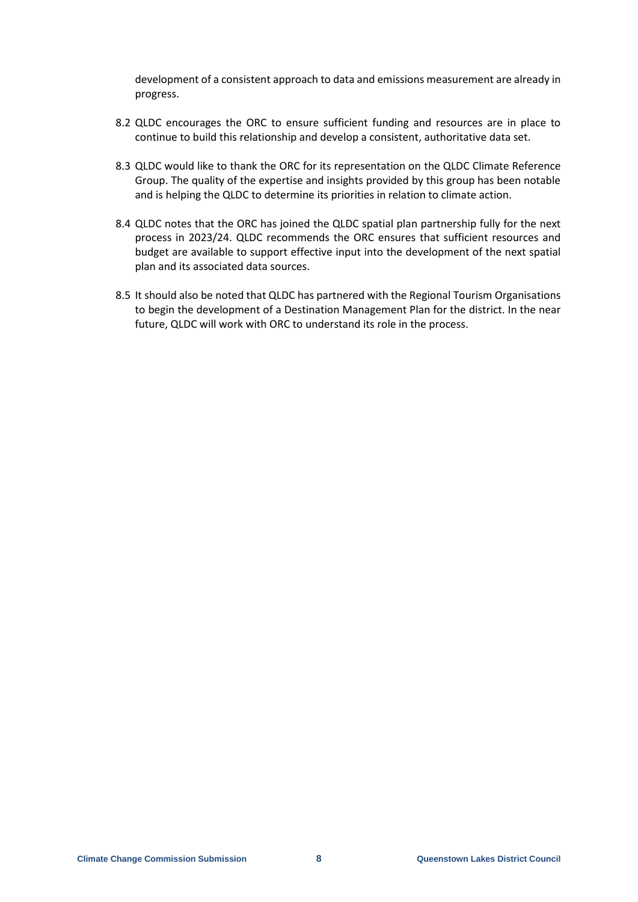development of a consistent approach to data and emissions measurement are already in progress.

8.2 QLDC encourages the ORC to ensure sufficient funding and resources are in place to continue to build this relationship and develop a consistent, authoritative data set.

8.3 QLDC would like to thank the ORC for its representation on the QLDC Climate Reference Group. The quality of the expertise and insights provided by this group has been notable and is helping the QLDC to determine its priorities in relation to climate action.

8.4 QLDC notes that the ORC has joined the QLDC spatial plan partnership fully for the next process in 2023/24. QLDC recommends the ORC ensures that sufficient resources and budget are available to support effective input into the development of the next spatial plan and its associated data sources.

8.5 It should also be noted that QLDC has partnered with the Regional Tourism Organisations to begin the development of a Destination Management Plan for the district. In the near future, QLDC will work with ORC to understand its role in the process.